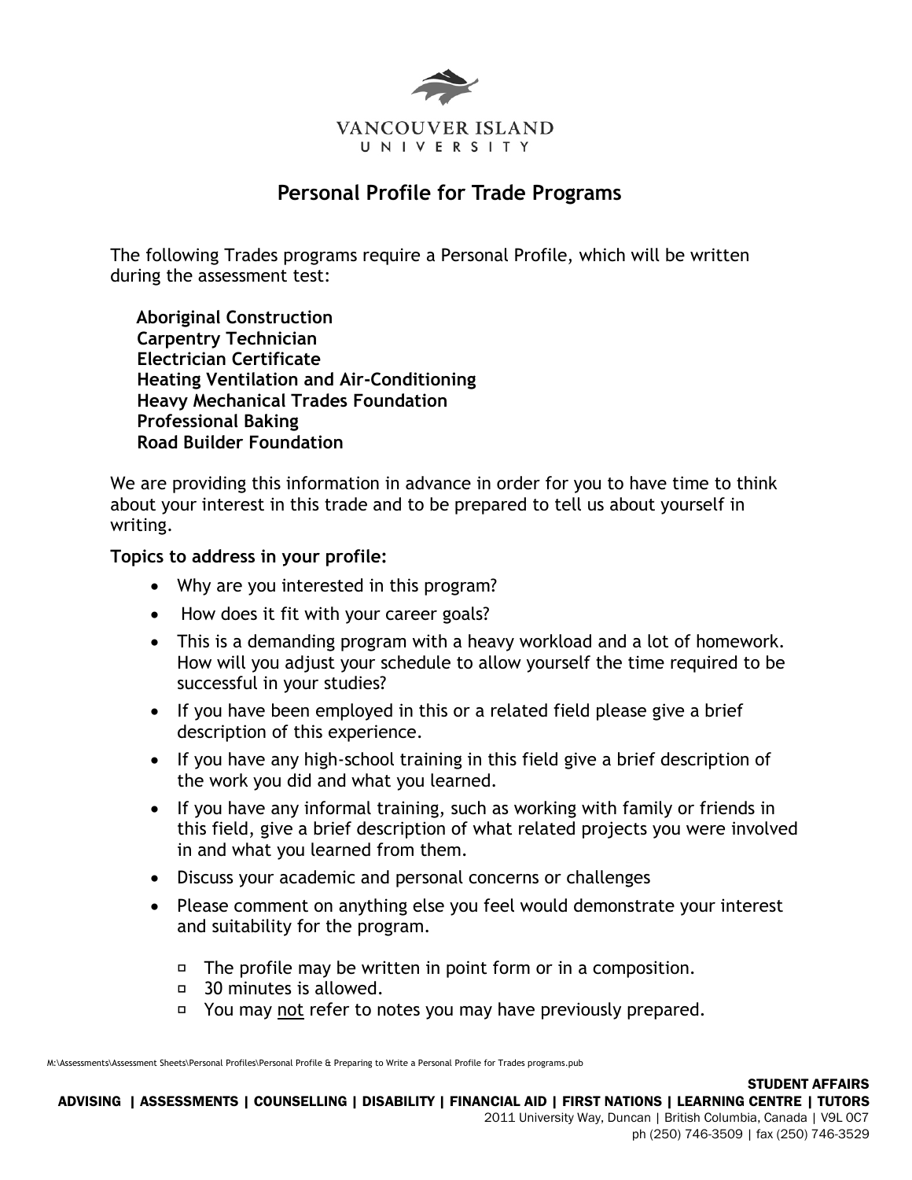VANCOUVER ISLAND UNIVERSITY

# Personal Profile for Trade Programs

The following Trades programs require a Personal Profile, which will be written during the assessment test:

**Aboriginal Construction**
**Carpentry Technician**
**Electrician Certificate**
**Heating Ventilation and Air-Conditioning**
**Heavy Mechanical Trades Foundation**
**Professional Baking**
**Road Builder Foundation**

We are providing this information in advance in order for you to have time to think about your interest in this trade and to be prepared to tell us about yourself in writing.

**Topics to address in your profile:**

- Why are you interested in this program?
- How does it fit with your career goals?
- This is a demanding program with a heavy workload and a lot of homework. How will you adjust your schedule to allow yourself the time required to be successful in your studies?
- If you have been employed in this or a related field please give a brief description of this experience.
- If you have any high-school training in this field give a brief description of the work you did and what you learned.
- If you have any informal training, such as working with family or friends in this field, give a brief description of what related projects you were involved in and what you learned from them.
- Discuss your academic and personal concerns or challenges
- Please comment on anything else you feel would demonstrate your interest and suitability for the program.
    - The profile may be written in point form or in a composition.
    - 30 minutes is allowed.
    - You may <u>not</u> refer to notes you may have previously prepared.

M:\Assessments\Assessment Sheets\Personal Profiles\Personal Profile & Preparing to Write a Personal Profile for Trades programs.pub

STUDENT AFFAIRS
ADVISING | ASSESSMENTS | COUNSELLING | DISABILITY | FINANCIAL AID | FIRST NATIONS | LEARNING CENTRE | TUTORS
2011 University Way, Duncan | British Columbia, Canada | V9L 0C7
ph (250) 746-3509 | fax (250) 746-3529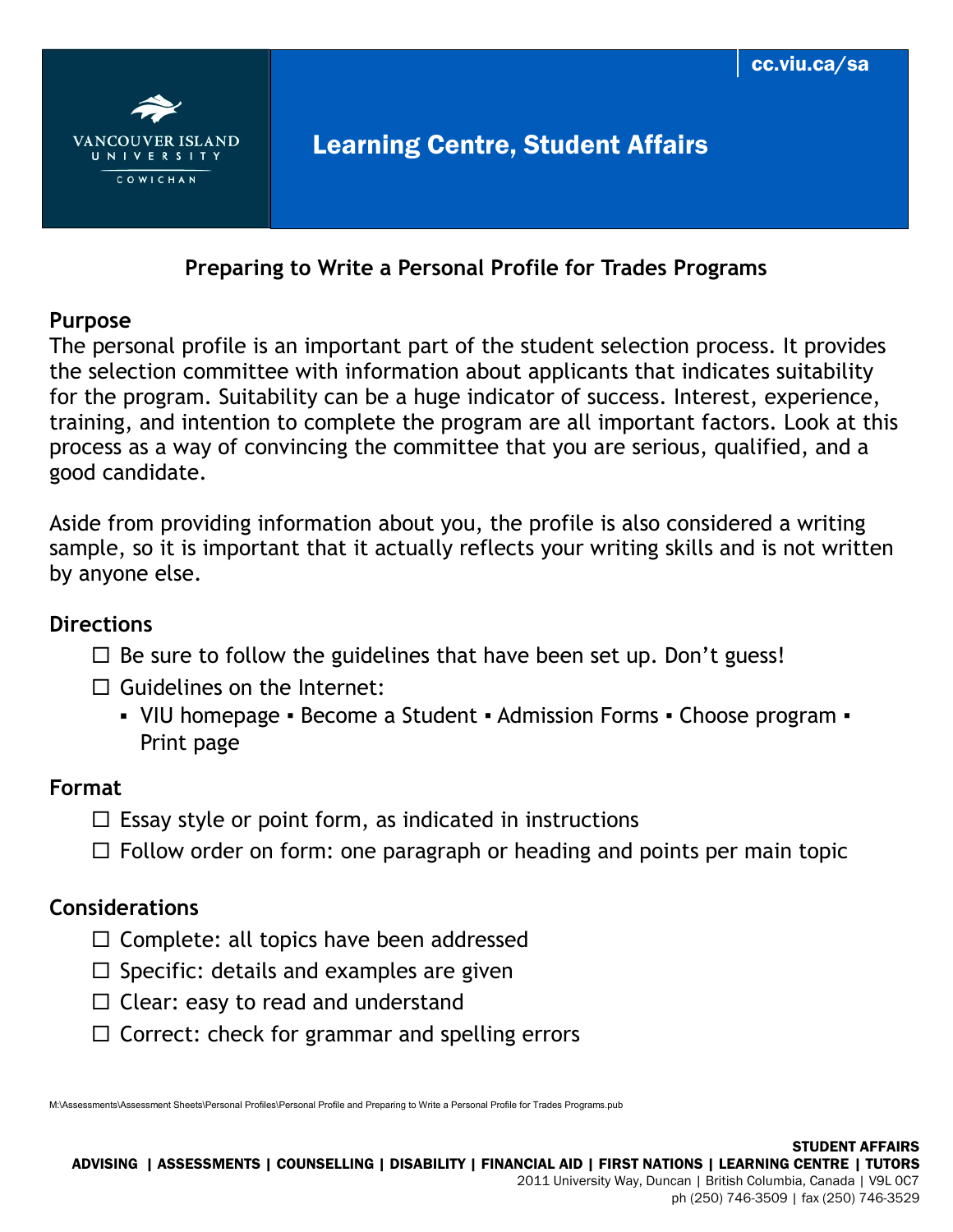# Learning Centre, Student Affairs

cc.viu.ca/sa

## Preparing to Write a Personal Profile for Trades Programs

### Purpose

The personal profile is an important part of the student selection process. It provides the selection committee with information about applicants that indicates suitability for the program. Suitability can be a huge indicator of success. Interest, experience, training, and intention to complete the program are all important factors. Look at this process as a way of convincing the committee that you are serious, qualified, and a good candidate.

Aside from providing information about you, the profile is also considered a writing sample, so it is important that it actually reflects your writing skills and is not written by anyone else.

### Directions

- ☐ Be sure to follow the guidelines that have been set up. Don't guess!
- ☐ Guidelines on the Internet:
  - VIU homepage ▪ Become a Student ▪ Admission Forms ▪ Choose program ▪ Print page

### Format

- ☐ Essay style or point form, as indicated in instructions
- ☐ Follow order on form: one paragraph or heading and points per main topic

### Considerations

- ☐ Complete: all topics have been addressed
- ☐ Specific: details and examples are given
- ☐ Clear: easy to read and understand
- ☐ Correct: check for grammar and spelling errors

M:\Assessments\Assessment Sheets\Personal Profiles\Personal Profile and Preparing to Write a Personal Profile for Trades Programs.pub

**STUDENT AFFAIRS**
**ADVISING | ASSESSMENTS | COUNSELLING | DISABILITY | FINANCIAL AID | FIRST NATIONS | LEARNING CENTRE | TUTORS**
2011 University Way, Duncan | British Columbia, Canada | V9L 0C7
ph (250) 746-3509 | fax (250) 746-3529